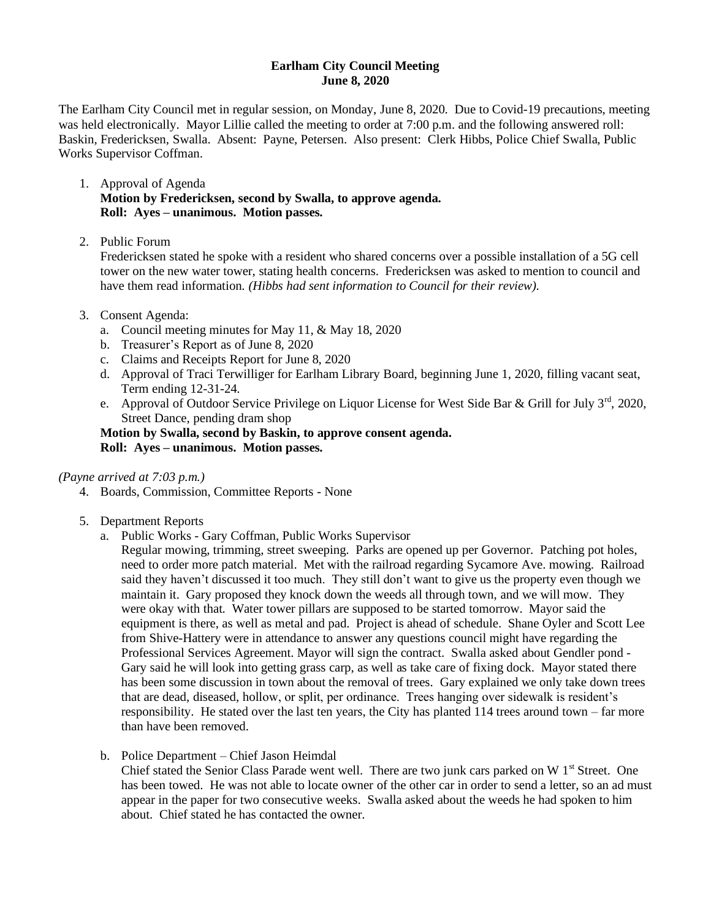# Earlham City Council Meeting
## June 8, 2020

The Earlham City Council met in regular session, on Monday, June 8, 2020. Due to Covid-19 precautions, meeting was held electronically. Mayor Lillie called the meeting to order at 7:00 p.m. and the following answered roll: Baskin, Fredericksen, Swalla. Absent: Payne, Petersen. Also present: Clerk Hibbs, Police Chief Swalla, Public Works Supervisor Coffman.

1. Approval of Agenda
   **Motion by Fredericksen, second by Swalla, to approve agenda.**
   **Roll: Ayes – unanimous. Motion passes.**

2. Public Forum
   Fredericksen stated he spoke with a resident who shared concerns over a possible installation of a 5G cell tower on the new water tower, stating health concerns. Fredericksen was asked to mention to council and have them read information. *(Hibbs had sent information to Council for their review).*

3. Consent Agenda:
   a. Council meeting minutes for May 11, & May 18, 2020
   b. Treasurer's Report as of June 8, 2020
   c. Claims and Receipts Report for June 8, 2020
   d. Approval of Traci Terwilliger for Earlham Library Board, beginning June 1, 2020, filling vacant seat, Term ending 12-31-24.
   e. Approval of Outdoor Service Privilege on Liquor License for West Side Bar & Grill for July 3rd, 2020, Street Dance, pending dram shop

   **Motion by Swalla, second by Baskin, to approve consent agenda.**
   **Roll: Ayes – unanimous. Motion passes.**

*(Payne arrived at 7:03 p.m.)*

4. Boards, Commission, Committee Reports - None

5. Department Reports
   a. Public Works - Gary Coffman, Public Works Supervisor
      Regular mowing, trimming, street sweeping. Parks are opened up per Governor. Patching pot holes, need to order more patch material. Met with the railroad regarding Sycamore Ave. mowing. Railroad said they haven't discussed it too much. They still don't want to give us the property even though we maintain it. Gary proposed they knock down the weeds all through town, and we will mow. They were okay with that. Water tower pillars are supposed to be started tomorrow. Mayor said the equipment is there, as well as metal and pad. Project is ahead of schedule. Shane Oyler and Scott Lee from Shive-Hattery were in attendance to answer any questions council might have regarding the Professional Services Agreement. Mayor will sign the contract. Swalla asked about Gendler pond - Gary said he will look into getting grass carp, as well as take care of fixing dock. Mayor stated there has been some discussion in town about the removal of trees. Gary explained we only take down trees that are dead, diseased, hollow, or split, per ordinance. Trees hanging over sidewalk is resident's responsibility. He stated over the last ten years, the City has planted 114 trees around town – far more than have been removed.

   b. Police Department – Chief Jason Heimdal
      Chief stated the Senior Class Parade went well. There are two junk cars parked on W 1st Street. One has been towed. He was not able to locate owner of the other car in order to send a letter, so an ad must appear in the paper for two consecutive weeks. Swalla asked about the weeds he had spoken to him about. Chief stated he has contacted the owner.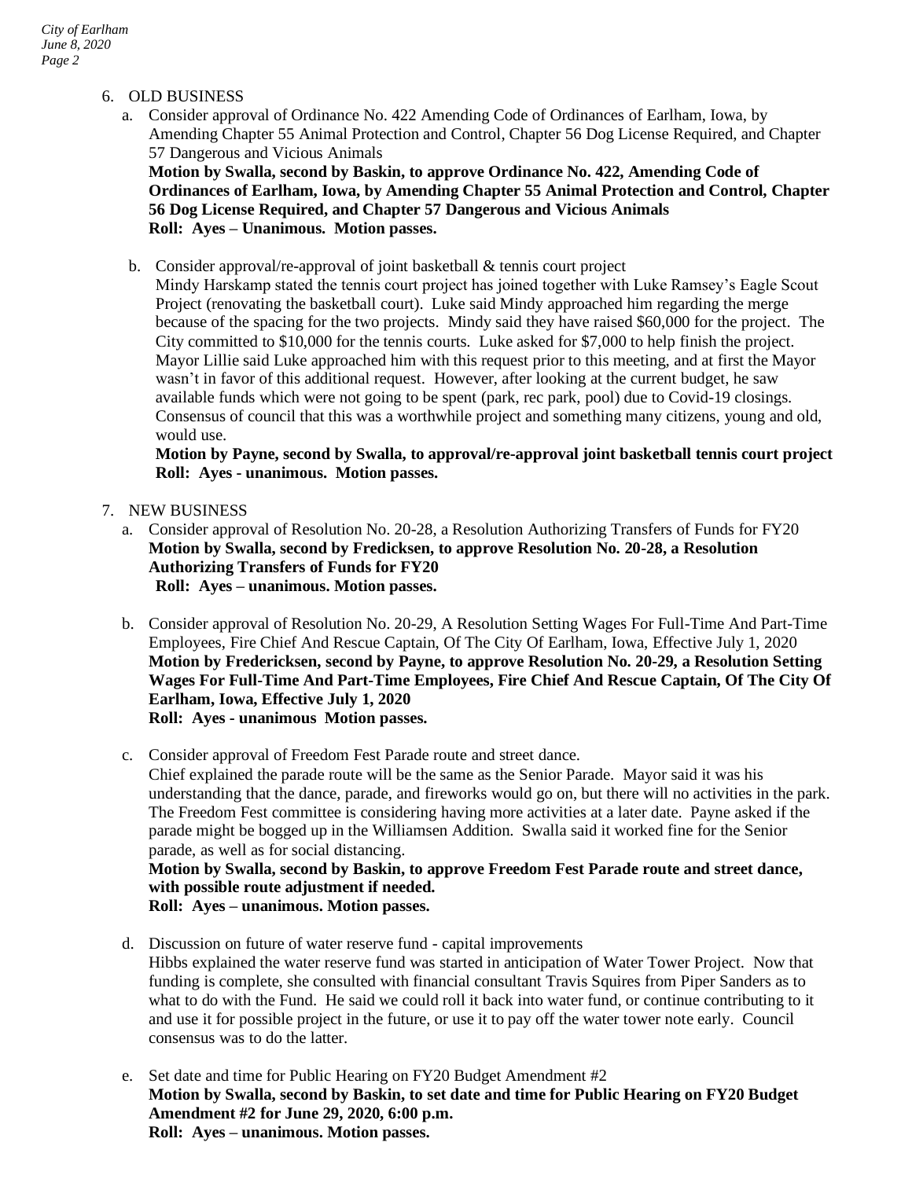6. OLD BUSINESS

   a. Consider approval of Ordinance No. 422 Amending Code of Ordinances of Earlham, Iowa, by Amending Chapter 55 Animal Protection and Control, Chapter 56 Dog License Required, and Chapter 57 Dangerous and Vicious Animals
   **Motion by Swalla, second by Baskin, to approve Ordinance No. 422, Amending Code of Ordinances of Earlham, Iowa, by Amending Chapter 55 Animal Protection and Control, Chapter 56 Dog License Required, and Chapter 57 Dangerous and Vicious Animals**
   **Roll: Ayes – Unanimous. Motion passes.**

   b. Consider approval/re-approval of joint basketball & tennis court project
   Mindy Harskamp stated the tennis court project has joined together with Luke Ramsey's Eagle Scout Project (renovating the basketball court). Luke said Mindy approached him regarding the merge because of the spacing for the two projects. Mindy said they have raised $60,000 for the project. The City committed to $10,000 for the tennis courts. Luke asked for $7,000 to help finish the project. Mayor Lillie said Luke approached him with this request prior to this meeting, and at first the Mayor wasn't in favor of this additional request. However, after looking at the current budget, he saw available funds which were not going to be spent (park, rec park, pool) due to Covid-19 closings. Consensus of council that this was a worthwhile project and something many citizens, young and old, would use.
   **Motion by Payne, second by Swalla, to approval/re-approval joint basketball tennis court project**
   **Roll: Ayes - unanimous. Motion passes.**

7. NEW BUSINESS

   a. Consider approval of Resolution No. 20-28, a Resolution Authorizing Transfers of Funds for FY20
   **Motion by Swalla, second by Fredicksen, to approve Resolution No. 20-28, a Resolution Authorizing Transfers of Funds for FY20**
   **Roll: Ayes – unanimous. Motion passes.**

   b. Consider approval of Resolution No. 20-29, A Resolution Setting Wages For Full-Time And Part-Time Employees, Fire Chief And Rescue Captain, Of The City Of Earlham, Iowa, Effective July 1, 2020
   **Motion by Fredericksen, second by Payne, to approve Resolution No. 20-29, a Resolution Setting Wages For Full-Time And Part-Time Employees, Fire Chief And Rescue Captain, Of The City Of Earlham, Iowa, Effective July 1, 2020**
   **Roll: Ayes - unanimous Motion passes.**

   c. Consider approval of Freedom Fest Parade route and street dance.
   Chief explained the parade route will be the same as the Senior Parade. Mayor said it was his understanding that the dance, parade, and fireworks would go on, but there will no activities in the park. The Freedom Fest committee is considering having more activities at a later date. Payne asked if the parade might be bogged up in the Williamsen Addition. Swalla said it worked fine for the Senior parade, as well as for social distancing.
   **Motion by Swalla, second by Baskin, to approve Freedom Fest Parade route and street dance, with possible route adjustment if needed.**
   **Roll: Ayes – unanimous. Motion passes.**

   d. Discussion on future of water reserve fund - capital improvements
   Hibbs explained the water reserve fund was started in anticipation of Water Tower Project. Now that funding is complete, she consulted with financial consultant Travis Squires from Piper Sanders as to what to do with the Fund. He said we could roll it back into water fund, or continue contributing to it and use it for possible project in the future, or use it to pay off the water tower note early. Council consensus was to do the latter.

   e. Set date and time for Public Hearing on FY20 Budget Amendment #2
   **Motion by Swalla, second by Baskin, to set date and time for Public Hearing on FY20 Budget Amendment #2 for June 29, 2020, 6:00 p.m.**
   **Roll: Ayes – unanimous. Motion passes.**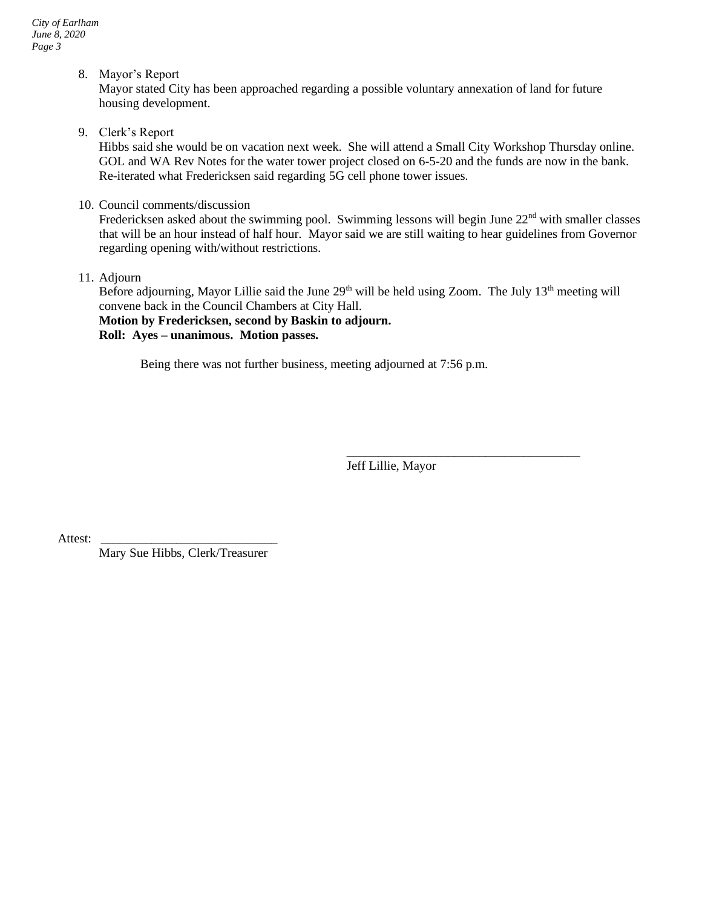8. Mayor's Report
   Mayor stated City has been approached regarding a possible voluntary annexation of land for future housing development.

9. Clerk's Report
   Hibbs said she would be on vacation next week. She will attend a Small City Workshop Thursday online. GOL and WA Rev Notes for the water tower project closed on 6-5-20 and the funds are now in the bank. Re-iterated what Fredericksen said regarding 5G cell phone tower issues.

10. Council comments/discussion
    Fredericksen asked about the swimming pool. Swimming lessons will begin June 22nd with smaller classes that will be an hour instead of half hour. Mayor said we are still waiting to hear guidelines from Governor regarding opening with/without restrictions.

11. Adjourn
    Before adjourning, Mayor Lillie said the June 29th will be held using Zoom. The July 13th meeting will convene back in the Council Chambers at City Hall.
    **Motion by Fredericksen, second by Baskin to adjourn.**
    **Roll: Ayes – unanimous. Motion passes.**

Being there was not further business, meeting adjourned at 7:56 p.m.

\_\_\_\_\_\_\_\_\_\_\_\_\_\_\_\_\_\_\_\_\_\_\_\_\_\_\_\_\_\_\_\_\_\_\_\_
Jeff Lillie, Mayor

Attest: \_\_\_\_\_\_\_\_\_\_\_\_\_\_\_\_\_\_\_\_\_\_\_\_\_\_\_
Mary Sue Hibbs, Clerk/Treasurer